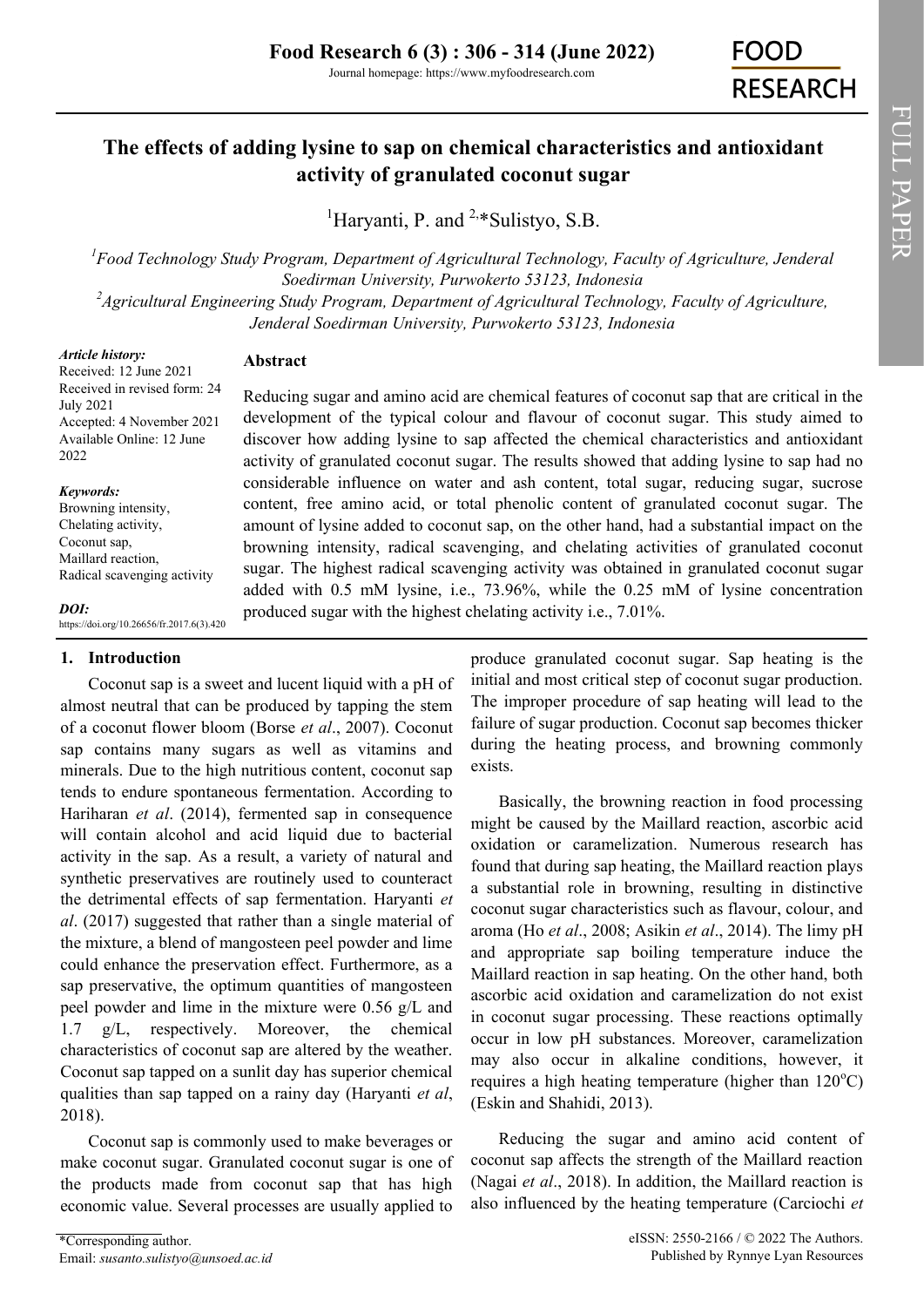# The effects of adding lysine to sap on chemical characteristics and antioxidant activity of granulated coconut sugar

[1]Haryanti, P. and [2,*]Sulistyo, S.B.

[1]*Food Technology Study Program, Department of Agricultural Technology, Faculty of Agriculture, Jenderal Soedirman University, Purwokerto 53123, Indonesia*

[2]*Agricultural Engineering Study Program, Department of Agricultural Technology, Faculty of Agriculture, Jenderal Soedirman University, Purwokerto 53123, Indonesia*

***Article history:***
Received: 12 June 2021
Received in revised form: 24 July 2021
Accepted: 4 November 2021
Available Online: 12 June 2022

***Keywords:***
Browning intensity,
Chelating activity,
Coconut sap,
Maillard reaction,
Radical scavenging activity

***DOI:***
https://doi.org/10.26656/fr.2017.6(3).420

## Abstract

Reducing sugar and amino acid are chemical features of coconut sap that are critical in the development of the typical colour and flavour of coconut sugar. This study aimed to discover how adding lysine to sap affected the chemical characteristics and antioxidant activity of granulated coconut sugar. The results showed that adding lysine to sap had no considerable influence on water and ash content, total sugar, reducing sugar, sucrose content, free amino acid, or total phenolic content of granulated coconut sugar. The amount of lysine added to coconut sap, on the other hand, had a substantial impact on the browning intensity, radical scavenging, and chelating activities of granulated coconut sugar. The highest radical scavenging activity was obtained in granulated coconut sugar added with 0.5 mM lysine, i.e., 73.96%, while the 0.25 mM of lysine concentration produced sugar with the highest chelating activity i.e., 7.01%.

## 1. Introduction

Coconut sap is a sweet and lucent liquid with a pH of almost neutral that can be produced by tapping the stem of a coconut flower bloom (Borse *et al*., 2007). Coconut sap contains many sugars as well as vitamins and minerals. Due to the high nutritious content, coconut sap tends to endure spontaneous fermentation. According to Hariharan *et al*. (2014), fermented sap in consequence will contain alcohol and acid liquid due to bacterial activity in the sap. As a result, a variety of natural and synthetic preservatives are routinely used to counteract the detrimental effects of sap fermentation. Haryanti *et al*. (2017) suggested that rather than a single material of the mixture, a blend of mangosteen peel powder and lime could enhance the preservation effect. Furthermore, as a sap preservative, the optimum quantities of mangosteen peel powder and lime in the mixture were 0.56 g/L and 1.7 g/L, respectively. Moreover, the chemical characteristics of coconut sap are altered by the weather. Coconut sap tapped on a sunlit day has superior chemical qualities than sap tapped on a rainy day (Haryanti *et al*, 2018).

Coconut sap is commonly used to make beverages or make coconut sugar. Granulated coconut sugar is one of the products made from coconut sap that has high economic value. Several processes are usually applied to produce granulated coconut sugar. Sap heating is the initial and most critical step of coconut sugar production. The improper procedure of sap heating will lead to the failure of sugar production. Coconut sap becomes thicker during the heating process, and browning commonly exists.

Basically, the browning reaction in food processing might be caused by the Maillard reaction, ascorbic acid oxidation or caramelization. Numerous research has found that during sap heating, the Maillard reaction plays a substantial role in browning, resulting in distinctive coconut sugar characteristics such as flavour, colour, and aroma (Ho *et al*., 2008; Asikin *et al*., 2014). The limy pH and appropriate sap boiling temperature induce the Maillard reaction in sap heating. On the other hand, both ascorbic acid oxidation and caramelization do not exist in coconut sugar processing. These reactions optimally occur in low pH substances. Moreover, caramelization may also occur in alkaline conditions, however, it requires a high heating temperature (higher than 120°C) (Eskin and Shahidi, 2013).

Reducing the sugar and amino acid content of coconut sap affects the strength of the Maillard reaction (Nagai *et al*., 2018). In addition, the Maillard reaction is also influenced by the heating temperature (Carciochi *et*

\*Corresponding author.
Email: *susanto.sulistyo@unsoed.ac.id*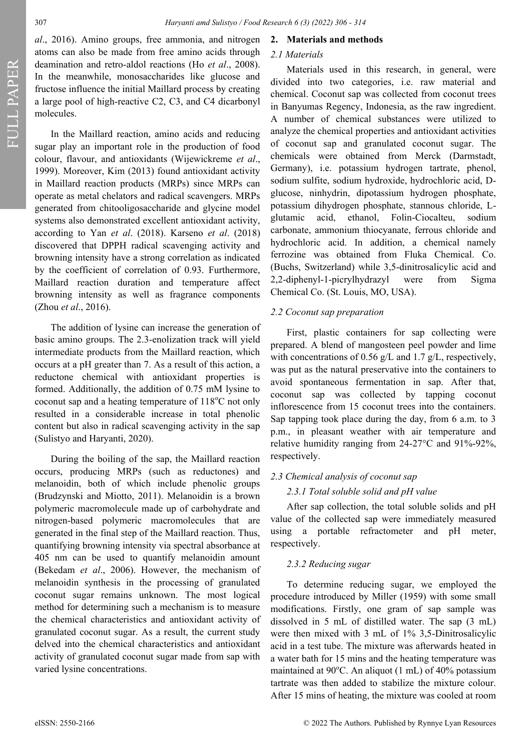*al*., 2016). Amino groups, free ammonia, and nitrogen atoms can also be made from free amino acids through deamination and retro-aldol reactions (Ho *et al*., 2008). In the meanwhile, monosaccharides like glucose and fructose influence the initial Maillard process by creating a large pool of high-reactive C2, C3, and C4 dicarbonyl molecules.

In the Maillard reaction, amino acids and reducing sugar play an important role in the production of food colour, flavour, and antioxidants (Wijewickreme *et al*., 1999). Moreover, Kim (2013) found antioxidant activity in Maillard reaction products (MRPs) since MRPs can operate as metal chelators and radical scavengers. MRPs generated from chitooligosaccharide and glycine model systems also demonstrated excellent antioxidant activity, according to Yan *et al*. (2018). Karseno *et al*. (2018) discovered that DPPH radical scavenging activity and browning intensity have a strong correlation as indicated by the coefficient of correlation of 0.93. Furthermore, Maillard reaction duration and temperature affect browning intensity as well as fragrance components (Zhou *et al*., 2016).

The addition of lysine can increase the generation of basic amino groups. The 2.3-enolization track will yield intermediate products from the Maillard reaction, which occurs at a pH greater than 7. As a result of this action, a reductone chemical with antioxidant properties is formed. Additionally, the addition of 0.75 mM lysine to coconut sap and a heating temperature of 118°C not only resulted in a considerable increase in total phenolic content but also in radical scavenging activity in the sap (Sulistyo and Haryanti, 2020).

During the boiling of the sap, the Maillard reaction occurs, producing MRPs (such as reductones) and melanoidin, both of which include phenolic groups (Brudzynski and Miotto, 2011). Melanoidin is a brown polymeric macromolecule made up of carbohydrate and nitrogen-based polymeric macromolecules that are generated in the final step of the Maillard reaction. Thus, quantifying browning intensity via spectral absorbance at 405 nm can be used to quantify melanoidin amount (Bekedam *et al*., 2006). However, the mechanism of melanoidin synthesis in the processing of granulated coconut sugar remains unknown. The most logical method for determining such a mechanism is to measure the chemical characteristics and antioxidant activity of granulated coconut sugar. As a result, the current study delved into the chemical characteristics and antioxidant activity of granulated coconut sugar made from sap with varied lysine concentrations.

## 2. Materials and methods

### *2.1 Materials*

Materials used in this research, in general, were divided into two categories, i.e. raw material and chemical. Coconut sap was collected from coconut trees in Banyumas Regency, Indonesia, as the raw ingredient. A number of chemical substances were utilized to analyze the chemical properties and antioxidant activities of coconut sap and granulated coconut sugar. The chemicals were obtained from Merck (Darmstadt, Germany), i.e. potassium hydrogen tartrate, phenol, sodium sulfite, sodium hydroxide, hydrochloric acid, D-glucose, ninhydrin, dipotassium hydrogen phosphate, potassium dihydrogen phosphate, stannous chloride, L-glutamic acid, ethanol, Folin-Ciocalteu, sodium carbonate, ammonium thiocyanate, ferrous chloride and hydrochloric acid. In addition, a chemical namely ferrozine was obtained from Fluka Chemical. Co. (Buchs, Switzerland) while 3,5-dinitrosalicylic acid and 2,2-diphenyl-1-picrylhydrazyl were from Sigma Chemical Co. (St. Louis, MO, USA).

### *2.2 Coconut sap preparation*

First, plastic containers for sap collecting were prepared. A blend of mangosteen peel powder and lime with concentrations of 0.56 g/L and 1.7 g/L, respectively, was put as the natural preservative into the containers to avoid spontaneous fermentation in sap. After that, coconut sap was collected by tapping coconut inflorescence from 15 coconut trees into the containers. Sap tapping took place during the day, from 6 a.m. to 3 p.m., in pleasant weather with air temperature and relative humidity ranging from 24-27°C and 91%-92%, respectively.

### *2.3 Chemical analysis of coconut sap*

#### *2.3.1 Total soluble solid and pH value*

After sap collection, the total soluble solids and pH value of the collected sap were immediately measured using a portable refractometer and pH meter, respectively.

#### *2.3.2 Reducing sugar*

To determine reducing sugar, we employed the procedure introduced by Miller (1959) with some small modifications. Firstly, one gram of sap sample was dissolved in 5 mL of distilled water. The sap (3 mL) were then mixed with 3 mL of 1% 3,5-Dinitrosalicylic acid in a test tube. The mixture was afterwards heated in a water bath for 15 mins and the heating temperature was maintained at 90°C. An aliquot (1 mL) of 40% potassium tartrate was then added to stabilize the mixture colour. After 15 mins of heating, the mixture was cooled at room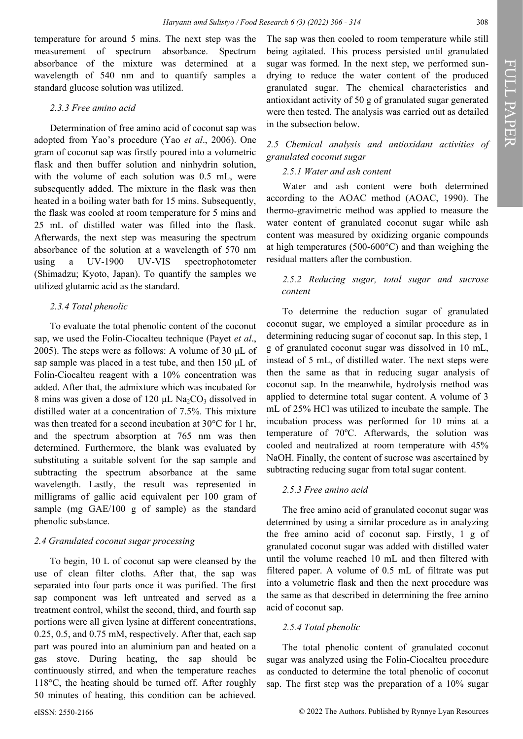temperature for around 5 mins. The next step was the measurement of spectrum absorbance. Spectrum absorbance of the mixture was determined at a wavelength of 540 nm and to quantify samples a standard glucose solution was utilized.

### *2.3.3 Free amino acid*

Determination of free amino acid of coconut sap was adopted from Yao's procedure (Yao *et al*., 2006). One gram of coconut sap was firstly poured into a volumetric flask and then buffer solution and ninhydrin solution, with the volume of each solution was 0.5 mL, were subsequently added. The mixture in the flask was then heated in a boiling water bath for 15 mins. Subsequently, the flask was cooled at room temperature for 5 mins and 25 mL of distilled water was filled into the flask. Afterwards, the next step was measuring the spectrum absorbance of the solution at a wavelength of 570 nm using a UV-1900 UV-VIS spectrophotometer (Shimadzu; Kyoto, Japan). To quantify the samples we utilized glutamic acid as the standard.

### *2.3.4 Total phenolic*

To evaluate the total phenolic content of the coconut sap, we used the Folin-Ciocalteu technique (Payet *et al*., 2005). The steps were as follows: A volume of 30 μL of sap sample was placed in a test tube, and then 150 μL of Folin-Ciocalteu reagent with a 10% concentration was added. After that, the admixture which was incubated for 8 mins was given a dose of 120 μL $Na_2CO_3$ dissolved in distilled water at a concentration of 7.5%. This mixture was then treated for a second incubation at 30°C for 1 hr, and the spectrum absorption at 765 nm was then determined. Furthermore, the blank was evaluated by substituting a suitable solvent for the sap sample and subtracting the spectrum absorbance at the same wavelength. Lastly, the result was represented in milligrams of gallic acid equivalent per 100 gram of sample (mg GAE/100 g of sample) as the standard phenolic substance.

## *2.4 Granulated coconut sugar processing*

To begin, 10 L of coconut sap were cleansed by the use of clean filter cloths. After that, the sap was separated into four parts once it was purified. The first sap component was left untreated and served as a treatment control, whilst the second, third, and fourth sap portions were all given lysine at different concentrations, 0.25, 0.5, and 0.75 mM, respectively. After that, each sap part was poured into an aluminium pan and heated on a gas stove. During heating, the sap should be continuously stirred, and when the temperature reaches 118°C, the heating should be turned off. After roughly 50 minutes of heating, this condition can be achieved. The sap was then cooled to room temperature while still being agitated. This process persisted until granulated sugar was formed. In the next step, we performed sun-drying to reduce the water content of the produced granulated sugar. The chemical characteristics and antioxidant activity of 50 g of granulated sugar generated were then tested. The analysis was carried out as detailed in the subsection below.

## *2.5 Chemical analysis and antioxidant activities of granulated coconut sugar*

### *2.5.1 Water and ash content*

Water and ash content were both determined according to the AOAC method (AOAC, 1990). The thermo-gravimetric method was applied to measure the water content of granulated coconut sugar while ash content was measured by oxidizing organic compounds at high temperatures (500-600°C) and than weighing the residual matters after the combustion.

### *2.5.2 Reducing sugar, total sugar and sucrose content*

To determine the reduction sugar of granulated coconut sugar, we employed a similar procedure as in determining reducing sugar of coconut sap. In this step, 1 g of granulated coconut sugar was dissolved in 10 mL, instead of 5 mL, of distilled water. The next steps were then the same as that in reducing sugar analysis of coconut sap. In the meanwhile, hydrolysis method was applied to determine total sugar content. A volume of 3 mL of 25% HCl was utilized to incubate the sample. The incubation process was performed for 10 mins at a temperature of 70°C. Afterwards, the solution was cooled and neutralized at room temperature with 45% NaOH. Finally, the content of sucrose was ascertained by subtracting reducing sugar from total sugar content.

### *2.5.3 Free amino acid*

The free amino acid of granulated coconut sugar was determined by using a similar procedure as in analyzing the free amino acid of coconut sap. Firstly, 1 g of granulated coconut sugar was added with distilled water until the volume reached 10 mL and then filtered with filtered paper. A volume of 0.5 mL of filtrate was put into a volumetric flask and then the next procedure was the same as that described in determining the free amino acid of coconut sap.

### *2.5.4 Total phenolic*

The total phenolic content of granulated coconut sugar was analyzed using the Folin-Ciocalteu procedure as conducted to determine the total phenolic of coconut sap. The first step was the preparation of a 10% sugar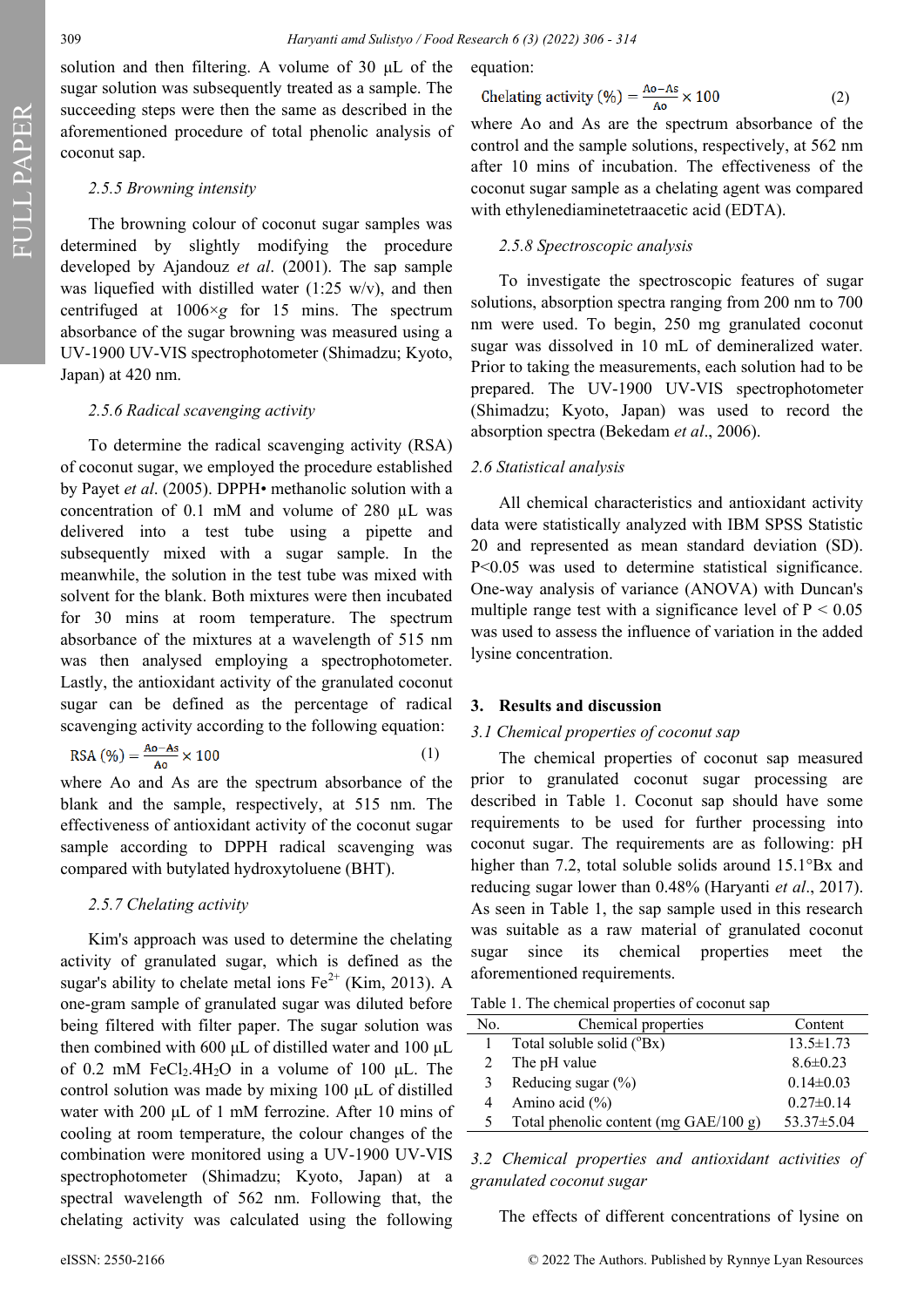solution and then filtering. A volume of 30 µL of the sugar solution was subsequently treated as a sample. The succeeding steps were then the same as described in the aforementioned procedure of total phenolic analysis of coconut sap.

### 2.5.5 Browning intensity

The browning colour of coconut sugar samples was determined by slightly modifying the procedure developed by Ajandouz *et al*. (2001). The sap sample was liquefied with distilled water (1:25 w/v), and then centrifuged at 1006×*g* for 15 mins. The spectrum absorbance of the sugar browning was measured using a UV-1900 UV-VIS spectrophotometer (Shimadzu; Kyoto, Japan) at 420 nm.

### 2.5.6 Radical scavenging activity

To determine the radical scavenging activity (RSA) of coconut sugar, we employed the procedure established by Payet *et al*. (2005). DPPH• methanolic solution with a concentration of 0.1 mM and volume of 280 µL was delivered into a test tube using a pipette and subsequently mixed with a sugar sample. In the meanwhile, the solution in the test tube was mixed with solvent for the blank. Both mixtures were then incubated for 30 mins at room temperature. The spectrum absorbance of the mixtures at a wavelength of 515 nm was then analysed employing a spectrophotometer. Lastly, the antioxidant activity of the granulated coconut sugar can be defined as the percentage of radical scavenging activity according to the following equation:

$$\text{RSA (\%)} = \frac{Ao - As}{Ao} \times 100 \quad (1)$$

where Ao and As are the spectrum absorbance of the blank and the sample, respectively, at 515 nm. The effectiveness of antioxidant activity of the coconut sugar sample according to DPPH radical scavenging was compared with butylated hydroxytoluene (BHT).

### 2.5.7 Chelating activity

Kim's approach was used to determine the chelating activity of granulated sugar, which is defined as the sugar's ability to chelate metal ions $Fe^{2+}$ (Kim, 2013). A one-gram sample of granulated sugar was diluted before being filtered with filter paper. The sugar solution was then combined with 600 µL of distilled water and 100 µL of 0.2 mM $FeCl_2.4H_2O$ in a volume of 100 µL. The control solution was made by mixing 100 µL of distilled water with 200 µL of 1 mM ferrozine. After 10 mins of cooling at room temperature, the colour changes of the combination were monitored using a UV-1900 UV-VIS spectrophotometer (Shimadzu; Kyoto, Japan) at a spectral wavelength of 562 nm. Following that, the chelating activity was calculated using the following equation:

$$\text{Chelating activity (\%)} = \frac{Ao - As}{Ao} \times 100 \quad (2)$$

where Ao and As are the spectrum absorbance of the control and the sample solutions, respectively, at 562 nm after 10 mins of incubation. The effectiveness of the coconut sugar sample as a chelating agent was compared with ethylenediaminetetraacetic acid (EDTA).

### 2.5.8 Spectroscopic analysis

To investigate the spectroscopic features of sugar solutions, absorption spectra ranging from 200 nm to 700 nm were used. To begin, 250 mg granulated coconut sugar was dissolved in 10 mL of demineralized water. Prior to taking the measurements, each solution had to be prepared. The UV-1900 UV-VIS spectrophotometer (Shimadzu; Kyoto, Japan) was used to record the absorption spectra (Bekedam *et al*., 2006).

### 2.6 Statistical analysis

All chemical characteristics and antioxidant activity data were statistically analyzed with IBM SPSS Statistic 20 and represented as mean standard deviation (SD). $P<0.05$ was used to determine statistical significance. One-way analysis of variance (ANOVA) with Duncan's multiple range test with a significance level of $P < 0.05$ was used to assess the influence of variation in the added lysine concentration.

## 3. Results and discussion

### 3.1 Chemical properties of coconut sap

The chemical properties of coconut sap measured prior to granulated coconut sugar processing are described in Table 1. Coconut sap should have some requirements to be used for further processing into coconut sugar. The requirements are as following: pH higher than 7.2, total soluble solids around 15.1°Bx and reducing sugar lower than 0.48% (Haryanti *et al*., 2017). As seen in Table 1, the sap sample used in this research was suitable as a raw material of granulated coconut sugar since its chemical properties meet the aforementioned requirements.

Table 1. The chemical properties of coconut sap

| No. | Chemical properties | Content |
|---|---|---|
| 1 | Total soluble solid (°Bx) | 13.5±1.73 |
| 2 | The pH value | 8.6±0.23 |
| 3 | Reducing sugar (%) | 0.14±0.03 |
| 4 | Amino acid (%) | 0.27±0.14 |
| 5 | Total phenolic content (mg GAE/100 g) | 53.37±5.04 |

### 3.2 Chemical properties and antioxidant activities of granulated coconut sugar

The effects of different concentrations of lysine on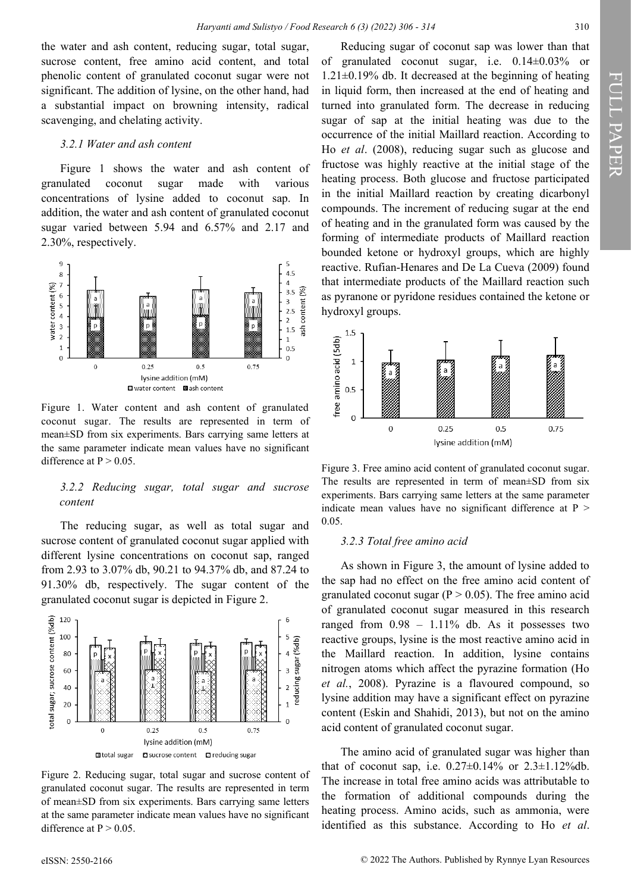the water and ash content, reducing sugar, total sugar, sucrose content, free amino acid content, and total phenolic content of granulated coconut sugar were not significant. The addition of lysine, on the other hand, had a substantial impact on browning intensity, radical scavenging, and chelating activity.

#### *3.2.1 Water and ash content*

Figure 1 shows the water and ash content of granulated coconut sugar made with various concentrations of lysine added to coconut sap. In addition, the water and ash content of granulated coconut sugar varied between 5.94 and 6.57% and 2.17 and 2.30%, respectively.

Figure 1. Water content and ash content of granulated coconut sugar. The results are represented in term of mean±SD from six experiments. Bars carrying same letters at the same parameter indicate mean values have no significant difference at P > 0.05.

#### *3.2.2 Reducing sugar, total sugar and sucrose content*

The reducing sugar, as well as total sugar and sucrose content of granulated coconut sugar applied with different lysine concentrations on coconut sap, ranged from 2.93 to 3.07% db, 90.21 to 94.37% db, and 87.24 to 91.30% db, respectively. The sugar content of the granulated coconut sugar is depicted in Figure 2.

Figure 2. Reducing sugar, total sugar and sucrose content of granulated coconut sugar. The results are represented in term of mean±SD from six experiments. Bars carrying same letters at the same parameter indicate mean values have no significant difference at P > 0.05.

Reducing sugar of coconut sap was lower than that of granulated coconut sugar, i.e. 0.14±0.03% or 1.21±0.19% db. It decreased at the beginning of heating in liquid form, then increased at the end of heating and turned into granulated form. The decrease in reducing sugar of sap at the initial heating was due to the occurrence of the initial Maillard reaction. According to Ho *et al*. (2008), reducing sugar such as glucose and fructose was highly reactive at the initial stage of the heating process. Both glucose and fructose participated in the initial Maillard reaction by creating dicarbonyl compounds. The increment of reducing sugar at the end of heating and in the granulated form was caused by the forming of intermediate products of Maillard reaction bounded ketone or hydroxyl groups, which are highly reactive. Rufian-Henares and De La Cueva (2009) found that intermediate products of the Maillard reaction such as pyranone or pyridone residues contained the ketone or hydroxyl groups.

Figure 3. Free amino acid content of granulated coconut sugar. The results are represented in term of mean±SD from six experiments. Bars carrying same letters at the same parameter indicate mean values have no significant difference at P > 0.05.

#### *3.2.3 Total free amino acid*

As shown in Figure 3, the amount of lysine added to the sap had no effect on the free amino acid content of granulated coconut sugar (P > 0.05). The free amino acid of granulated coconut sugar measured in this research ranged from 0.98 – 1.11% db. As it possesses two reactive groups, lysine is the most reactive amino acid in the Maillard reaction. In addition, lysine contains nitrogen atoms which affect the pyrazine formation (Ho *et al.*, 2008). Pyrazine is a flavoured compound, so lysine addition may have a significant effect on pyrazine content (Eskin and Shahidi, 2013), but not on the amino acid content of granulated coconut sugar.

The amino acid of granulated sugar was higher than that of coconut sap, i.e. 0.27±0.14% or 2.3±1.12%db. The increase in total free amino acids was attributable to the formation of additional compounds during the heating process. Amino acids, such as ammonia, were identified as this substance. According to Ho *et al*.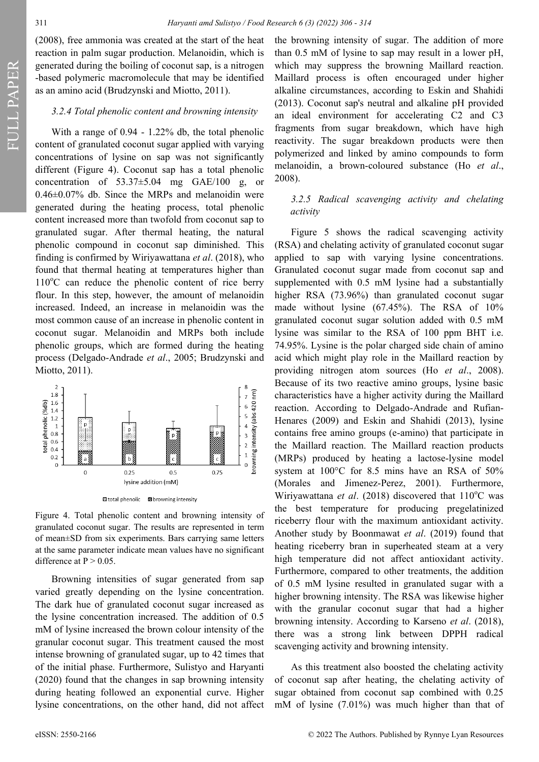(2008), free ammonia was created at the start of the heat reaction in palm sugar production. Melanoidin, which is generated during the boiling of coconut sap, is a nitrogen -based polymeric macromolecule that may be identified as an amino acid (Brudzynski and Miotto, 2011).

### 3.2.4 Total phenolic content and browning intensity

With a range of 0.94 - 1.22% db, the total phenolic content of granulated coconut sugar applied with varying concentrations of lysine on sap was not significantly different (Figure 4). Coconut sap has a total phenolic concentration of 53.37±5.04 mg GAE/100 g, or 0.46±0.07% db. Since the MRPs and melanoidin were generated during the heating process, total phenolic content increased more than twofold from coconut sap to granulated sugar. After thermal heating, the natural phenolic compound in coconut sap diminished. This finding is confirmed by Wiriyawattana *et al*. (2018), who found that thermal heating at temperatures higher than 110°C can reduce the phenolic content of rice berry flour. In this step, however, the amount of melanoidin increased. Indeed, an increase in melanoidin was the most common cause of an increase in phenolic content in coconut sugar. Melanoidin and MRPs both include phenolic groups, which are formed during the heating process (Delgado-Andrade *et al*., 2005; Brudzynski and Miotto, 2011).

Figure 4. Total phenolic content and browning intensity of granulated coconut sugar. The results are represented in term of mean±SD from six experiments. Bars carrying same letters at the same parameter indicate mean values have no significant difference at P > 0.05.

Browning intensities of sugar generated from sap varied greatly depending on the lysine concentration. The dark hue of granulated coconut sugar increased as the lysine concentration increased. The addition of 0.5 mM of lysine increased the brown colour intensity of the granular coconut sugar. This treatment caused the most intense browning of granulated sugar, up to 42 times that of the initial phase. Furthermore, Sulistyo and Haryanti (2020) found that the changes in sap browning intensity during heating followed an exponential curve. Higher lysine concentrations, on the other hand, did not affect the browning intensity of sugar. The addition of more than 0.5 mM of lysine to sap may result in a lower pH, which may suppress the browning Maillard reaction. Maillard process is often encouraged under higher alkaline circumstances, according to Eskin and Shahidi (2013). Coconut sap's neutral and alkaline pH provided an ideal environment for accelerating C2 and C3 fragments from sugar breakdown, which have high reactivity. The sugar breakdown products were then polymerized and linked by amino compounds to form melanoidin, a brown-coloured substance (Ho *et al*., 2008).

### 3.2.5 Radical scavenging activity and chelating activity

Figure 5 shows the radical scavenging activity (RSA) and chelating activity of granulated coconut sugar applied to sap with varying lysine concentrations. Granulated coconut sugar made from coconut sap and supplemented with 0.5 mM lysine had a substantially higher RSA (73.96%) than granulated coconut sugar made without lysine (67.45%). The RSA of 10% granulated coconut sugar solution added with 0.5 mM lysine was similar to the RSA of 100 ppm BHT i.e. 74.95%. Lysine is the polar charged side chain of amino acid which might play role in the Maillard reaction by providing nitrogen atom sources (Ho *et al*., 2008). Because of its two reactive amino groups, lysine basic characteristics have a higher activity during the Maillard reaction. According to Delgado-Andrade and Rufian-Henares (2009) and Eskin and Shahidi (2013), lysine contains free amino groups (e-amino) that participate in the Maillard reaction. The Maillard reaction products (MRPs) produced by heating a lactose-lysine model system at 100°C for 8.5 mins have an RSA of 50% (Morales and Jimenez-Perez, 2001). Furthermore, Wiriyawattana *et al*. (2018) discovered that 110°C was the best temperature for producing pregelatinized riceberry flour with the maximum antioxidant activity. Another study by Boonmawat *et al*. (2019) found that heating riceberry bran in superheated steam at a very high temperature did not affect antioxidant activity. Furthermore, compared to other treatments, the addition of 0.5 mM lysine resulted in granulated sugar with a higher browning intensity. The RSA was likewise higher with the granular coconut sugar that had a higher browning intensity. According to Karseno *et al*. (2018), there was a strong link between DPPH radical scavenging activity and browning intensity.

As this treatment also boosted the chelating activity of coconut sap after heating, the chelating activity of sugar obtained from coconut sap combined with 0.25 mM of lysine (7.01%) was much higher than that of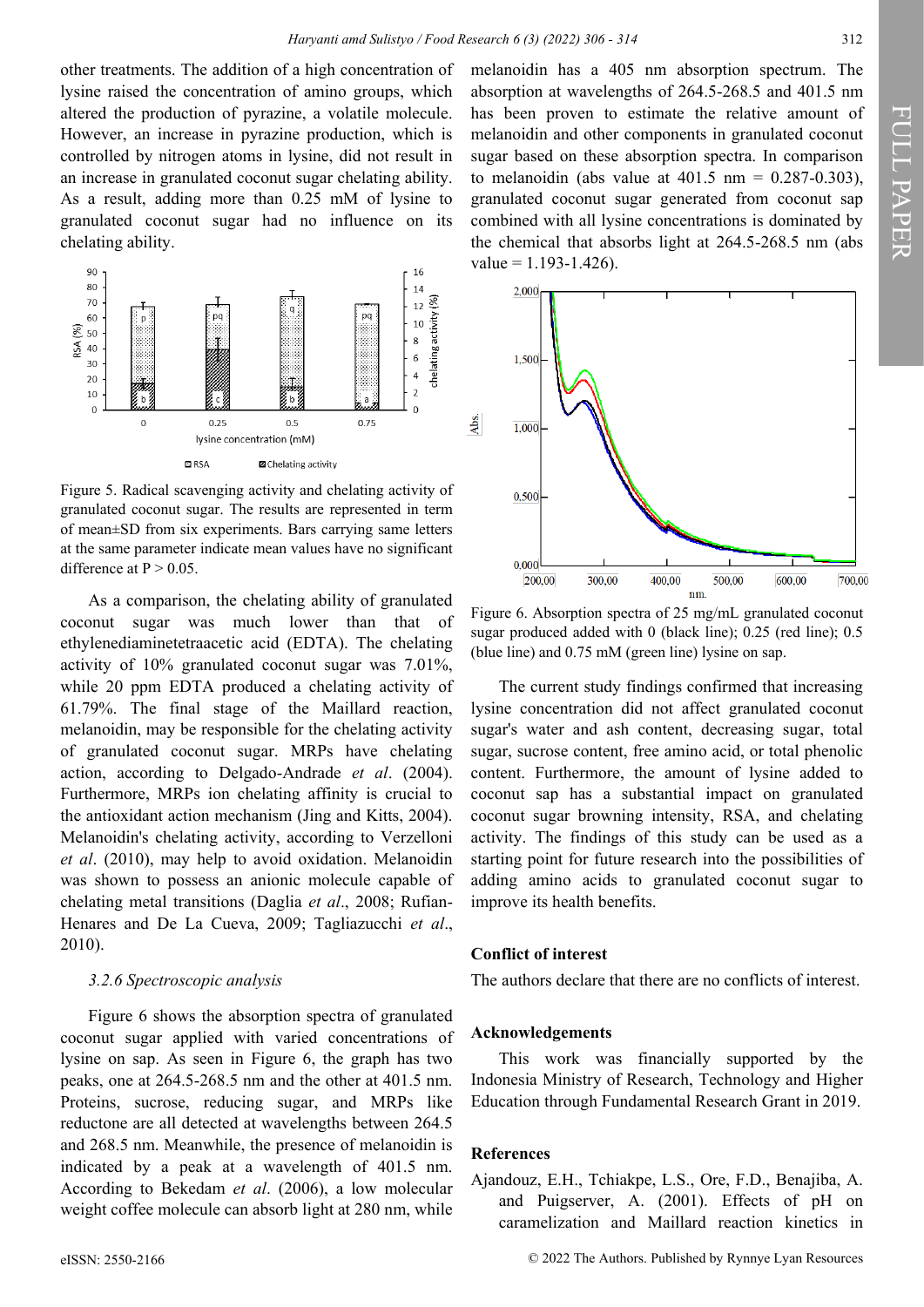other treatments. The addition of a high concentration of lysine raised the concentration of amino groups, which altered the production of pyrazine, a volatile molecule. However, an increase in pyrazine production, which is controlled by nitrogen atoms in lysine, did not result in an increase in granulated coconut sugar chelating ability. As a result, adding more than 0.25 mM of lysine to granulated coconut sugar had no influence on its chelating ability.

Figure 5. Radical scavenging activity and chelating activity of granulated coconut sugar. The results are represented in term of mean±SD from six experiments. Bars carrying same letters at the same parameter indicate mean values have no significant difference at $P > 0.05$.

As a comparison, the chelating ability of granulated coconut sugar was much lower than that of ethylenediaminetetraacetic acid (EDTA). The chelating activity of 10% granulated coconut sugar was 7.01%, while 20 ppm EDTA produced a chelating activity of 61.79%. The final stage of the Maillard reaction, melanoidin, may be responsible for the chelating activity of granulated coconut sugar. MRPs have chelating action, according to Delgado-Andrade *et al*. (2004). Furthermore, MRPs ion chelating affinity is crucial to the antioxidant action mechanism (Jing and Kitts, 2004). Melanoidin's chelating activity, according to Verzelloni *et al*. (2010), may help to avoid oxidation. Melanoidin was shown to possess an anionic molecule capable of chelating metal transitions (Daglia *et al*., 2008; Rufian-Henares and De La Cueva, 2009; Tagliazucchi *et al*., 2010).

### 3.2.6 Spectroscopic analysis

Figure 6 shows the absorption spectra of granulated coconut sugar applied with varied concentrations of lysine on sap. As seen in Figure 6, the graph has two peaks, one at 264.5-268.5 nm and the other at 401.5 nm. Proteins, sucrose, reducing sugar, and MRPs like reductone are all detected at wavelengths between 264.5 and 268.5 nm. Meanwhile, the presence of melanoidin is indicated by a peak at a wavelength of 401.5 nm. According to Bekedam *et al*. (2006), a low molecular weight coffee molecule can absorb light at 280 nm, while melanoidin has a 405 nm absorption spectrum. The absorption at wavelengths of 264.5-268.5 and 401.5 nm has been proven to estimate the relative amount of melanoidin and other components in granulated coconut sugar based on these absorption spectra. In comparison to melanoidin (abs value at 401.5 nm = 0.287-0.303), granulated coconut sugar generated from coconut sap combined with all lysine concentrations is dominated by the chemical that absorbs light at 264.5-268.5 nm (abs value = 1.193-1.426).

Figure 6. Absorption spectra of 25 mg/mL granulated coconut sugar produced added with 0 (black line); 0.25 (red line); 0.5 (blue line) and 0.75 mM (green line) lysine on sap.

The current study findings confirmed that increasing lysine concentration did not affect granulated coconut sugar's water and ash content, decreasing sugar, total sugar, sucrose content, free amino acid, or total phenolic content. Furthermore, the amount of lysine added to coconut sap has a substantial impact on granulated coconut sugar browning intensity, RSA, and chelating activity. The findings of this study can be used as a starting point for future research into the possibilities of adding amino acids to granulated coconut sugar to improve its health benefits.

## Conflict of interest

The authors declare that there are no conflicts of interest.

## Acknowledgements

This work was financially supported by the Indonesia Ministry of Research, Technology and Higher Education through Fundamental Research Grant in 2019.

## References

Ajandouz, E.H., Tchiakpe, L.S., Ore, F.D., Benajiba, A. and Puigserver, A. (2001). Effects of pH on caramelization and Maillard reaction kinetics in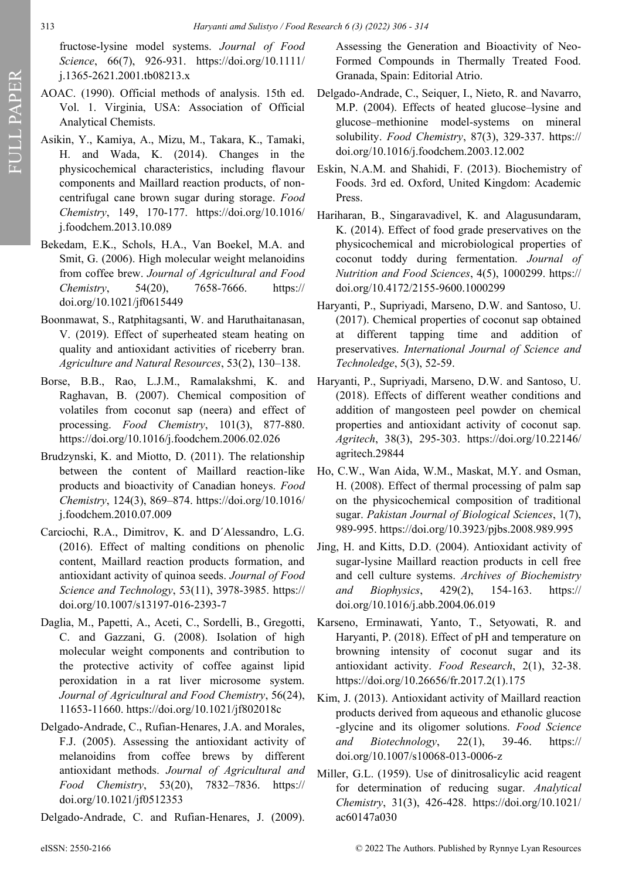fructose-lysine model systems. *Journal of Food Science*, 66(7), 926-931. https://doi.org/10.1111/j.1365-2621.2001.tb08213.x

AOAC. (1990). Official methods of analysis. 15th ed. Vol. 1. Virginia, USA: Association of Official Analytical Chemists.

Asikin, Y., Kamiya, A., Mizu, M., Takara, K., Tamaki, H. and Wada, K. (2014). Changes in the physicochemical characteristics, including flavour components and Maillard reaction products, of non-centrifugal cane brown sugar during storage. *Food Chemistry*, 149, 170-177. https://doi.org/10.1016/j.foodchem.2013.10.089

Bekedam, E.K., Schols, H.A., Van Boekel, M.A. and Smit, G. (2006). High molecular weight melanoidins from coffee brew. *Journal of Agricultural and Food Chemistry*, 54(20), 7658-7666. https://doi.org/10.1021/jf0615449

Boonmawat, S., Ratphitagsanti, W. and Haruthaitanasan, V. (2019). Effect of superheated steam heating on quality and antioxidant activities of riceberry bran. *Agriculture and Natural Resources*, 53(2), 130–138.

Borse, B.B., Rao, L.J.M., Ramalakshmi, K. and Raghavan, B. (2007). Chemical composition of volatiles from coconut sap (neera) and effect of processing. *Food Chemistry*, 101(3), 877-880. https://doi.org/10.1016/j.foodchem.2006.02.026

Brudzynski, K. and Miotto, D. (2011). The relationship between the content of Maillard reaction-like products and bioactivity of Canadian honeys. *Food Chemistry*, 124(3), 869–874. https://doi.org/10.1016/j.foodchem.2010.07.009

Carciochi, R.A., Dimitrov, K. and D´Alessandro, L.G. (2016). Effect of malting conditions on phenolic content, Maillard reaction products formation, and antioxidant activity of quinoa seeds. *Journal of Food Science and Technology*, 53(11), 3978-3985. https://doi.org/10.1007/s13197-016-2393-7

Daglia, M., Papetti, A., Aceti, C., Sordelli, B., Gregotti, C. and Gazzani, G. (2008). Isolation of high molecular weight components and contribution to the protective activity of coffee against lipid peroxidation in a rat liver microsome system. *Journal of Agricultural and Food Chemistry*, 56(24), 11653-11660. https://doi.org/10.1021/jf802018c

Delgado-Andrade, C., Rufian-Henares, J.A. and Morales, F.J. (2005). Assessing the antioxidant activity of melanoidins from coffee brews by different antioxidant methods. *Journal of Agricultural and Food Chemistry*, 53(20), 7832–7836. https://doi.org/10.1021/jf0512353

Delgado-Andrade, C. and Rufian-Henares, J. (2009). Assessing the Generation and Bioactivity of Neo-Formed Compounds in Thermally Treated Food. Granada, Spain: Editorial Atrio.

Delgado-Andrade, C., Seiquer, I., Nieto, R. and Navarro, M.P. (2004). Effects of heated glucose–lysine and glucose–methionine model-systems on mineral solubility. *Food Chemistry*, 87(3), 329-337. https://doi.org/10.1016/j.foodchem.2003.12.002

Eskin, N.A.M. and Shahidi, F. (2013). Biochemistry of Foods. 3rd ed. Oxford, United Kingdom: Academic Press.

Hariharan, B., Singaravadivel, K. and Alagusundaram, K. (2014). Effect of food grade preservatives on the physicochemical and microbiological properties of coconut toddy during fermentation. *Journal of Nutrition and Food Sciences*, 4(5), 1000299. https://doi.org/10.4172/2155-9600.1000299

Haryanti, P., Supriyadi, Marseno, D.W. and Santoso, U. (2017). Chemical properties of coconut sap obtained at different tapping time and addition of preservatives. *International Journal of Science and Technoledge*, 5(3), 52-59.

Haryanti, P., Supriyadi, Marseno, D.W. and Santoso, U. (2018). Effects of different weather conditions and addition of mangosteen peel powder on chemical properties and antioxidant activity of coconut sap. *Agritech*, 38(3), 295-303. https://doi.org/10.22146/agritech.29844

Ho, C.W., Wan Aida, W.M., Maskat, M.Y. and Osman, H. (2008). Effect of thermal processing of palm sap on the physicochemical composition of traditional sugar. *Pakistan Journal of Biological Sciences*, 1(7), 989-995. https://doi.org/10.3923/pjbs.2008.989.995

Jing, H. and Kitts, D.D. (2004). Antioxidant activity of sugar-lysine Maillard reaction products in cell free and cell culture systems. *Archives of Biochemistry and Biophysics*, 429(2), 154-163. https://doi.org/10.1016/j.abb.2004.06.019

Karseno, Erminawati, Yanto, T., Setyowati, R. and Haryanti, P. (2018). Effect of pH and temperature on browning intensity of coconut sugar and its antioxidant activity. *Food Research*, 2(1), 32-38. https://doi.org/10.26656/fr.2017.2(1).175

Kim, J. (2013). Antioxidant activity of Maillard reaction products derived from aqueous and ethanolic glucose-glycine and its oligomer solutions. *Food Science and Biotechnology*, 22(1), 39-46. https://doi.org/10.1007/s10068-013-0006-z

Miller, G.L. (1959). Use of dinitrosalicylic acid reagent for determination of reducing sugar. *Analytical Chemistry*, 31(3), 426-428. https://doi.org/10.1021/ac60147a030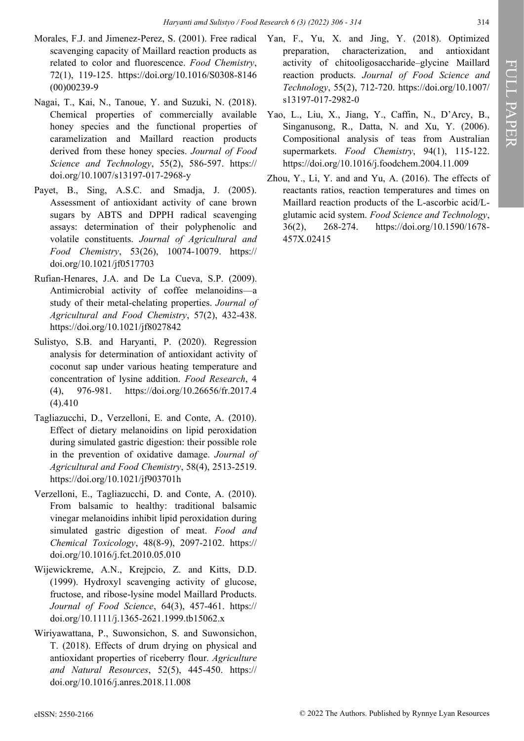Morales, F.J. and Jimenez-Perez, S. (2001). Free radical scavenging capacity of Maillard reaction products as related to color and fluorescence. *Food Chemistry*, 72(1), 119-125. https://doi.org/10.1016/S0308-8146(00)00239-9

Nagai, T., Kai, N., Tanoue, Y. and Suzuki, N. (2018). Chemical properties of commercially available honey species and the functional properties of caramelization and Maillard reaction products derived from these honey species. *Journal of Food Science and Technology*, 55(2), 586-597. https://doi.org/10.1007/s13197-017-2968-y

Payet, B., Sing, A.S.C. and Smadja, J. (2005). Assessment of antioxidant activity of cane brown sugars by ABTS and DPPH radical scavenging assays: determination of their polyphenolic and volatile constituents. *Journal of Agricultural and Food Chemistry*, 53(26), 10074-10079. https://doi.org/10.1021/jf0517703

Rufian-Henares, J.A. and De La Cueva, S.P. (2009). Antimicrobial activity of coffee melanoidins—a study of their metal-chelating properties. *Journal of Agricultural and Food Chemistry*, 57(2), 432-438. https://doi.org/10.1021/jf8027842

Sulistyo, S.B. and Haryanti, P. (2020). Regression analysis for determination of antioxidant activity of coconut sap under various heating temperature and concentration of lysine addition. *Food Research*, 4 (4), 976-981. https://doi.org/10.26656/fr.2017.4(4).410

Tagliazucchi, D., Verzelloni, E. and Conte, A. (2010). Effect of dietary melanoidins on lipid peroxidation during simulated gastric digestion: their possible role in the prevention of oxidative damage. *Journal of Agricultural and Food Chemistry*, 58(4), 2513-2519. https://doi.org/10.1021/jf903701h

Verzelloni, E., Tagliazucchi, D. and Conte, A. (2010). From balsamic to healthy: traditional balsamic vinegar melanoidins inhibit lipid peroxidation during simulated gastric digestion of meat. *Food and Chemical Toxicology*, 48(8-9), 2097-2102. https://doi.org/10.1016/j.fct.2010.05.010

Wijewickreme, A.N., Krejpcio, Z. and Kitts, D.D. (1999). Hydroxyl scavenging activity of glucose, fructose, and ribose-lysine model Maillard Products. *Journal of Food Science*, 64(3), 457-461. https://doi.org/10.1111/j.1365-2621.1999.tb15062.x

Wiriyawattana, P., Suwonsichon, S. and Suwonsichon, T. (2018). Effects of drum drying on physical and antioxidant properties of riceberry flour. *Agriculture and Natural Resources*, 52(5), 445-450. https://doi.org/10.1016/j.anres.2018.11.008

Yan, F., Yu, X. and Jing, Y. (2018). Optimized preparation, characterization, and antioxidant activity of chitooligosaccharide–glycine Maillard reaction products. *Journal of Food Science and Technology*, 55(2), 712-720. https://doi.org/10.1007/s13197-017-2982-0

Yao, L., Liu, X., Jiang, Y., Caffin, N., D'Arcy, B., Singanusong, R., Datta, N. and Xu, Y. (2006). Compositional analysis of teas from Australian supermarkets. *Food Chemistry*, 94(1), 115-122. https://doi.org/10.1016/j.foodchem.2004.11.009

Zhou, Y., Li, Y. and and Yu, A. (2016). The effects of reactants ratios, reaction temperatures and times on Maillard reaction products of the L-ascorbic acid/L-glutamic acid system. *Food Science and Technology*, 36(2), 268-274. https://doi.org/10.1590/1678-457X.02415